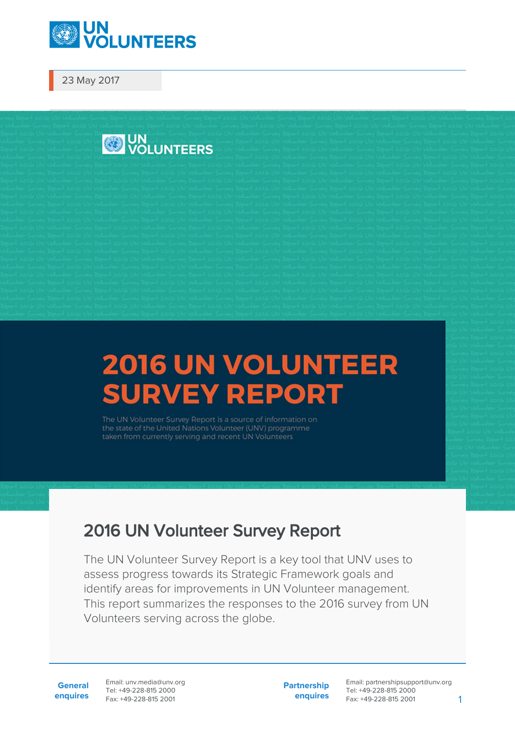UN VOLUNTEERS

23 May 2017

# 2016 UN VOLUNTEER SURVEY REPORT

The UN Volunteer Survey Report is a source of information on the state of the United Nations Volunteer (UNV) programme taken from currently serving and recent UN Volunteers

## 2016 UN Volunteer Survey Report

The UN Volunteer Survey Report is a key tool that UNV uses to assess progress towards its Strategic Framework goals and identify areas for improvements in UN Volunteer management. This report summarizes the responses to the 2016 survey from UN Volunteers serving across the globe.

**General enquires**
Email: unv.media@unv.org
Tel: +49-228-815 2000
Fax: +49-228-815 2001

**Partnership enquires**
Email: partnershipsupport@unv.org
Tel: +49-228-815 2000
Fax: +49-228-815 2001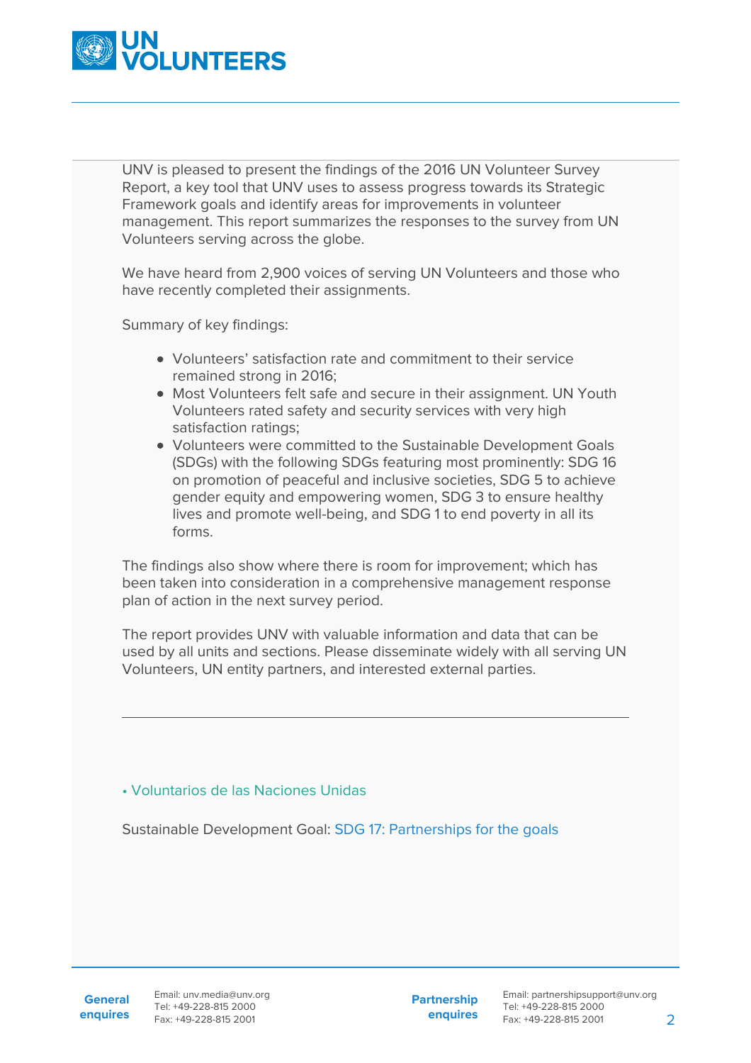UNV is pleased to present the findings of the 2016 UN Volunteer Survey Report, a key tool that UNV uses to assess progress towards its Strategic Framework goals and identify areas for improvements in volunteer management. This report summarizes the responses to the survey from UN Volunteers serving across the globe.

We have heard from 2,900 voices of serving UN Volunteers and those who have recently completed their assignments.

Summary of key findings:

- Volunteers' satisfaction rate and commitment to their service remained strong in 2016;
- Most Volunteers felt safe and secure in their assignment. UN Youth Volunteers rated safety and security services with very high satisfaction ratings;
- Volunteers were committed to the Sustainable Development Goals (SDGs) with the following SDGs featuring most prominently: SDG 16 on promotion of peaceful and inclusive societies, SDG 5 to achieve gender equity and empowering women, SDG 3 to ensure healthy lives and promote well-being, and SDG 1 to end poverty in all its forms.

The findings also show where there is room for improvement; which has been taken into consideration in a comprehensive management response plan of action in the next survey period.

The report provides UNV with valuable information and data that can be used by all units and sections. Please disseminate widely with all serving UN Volunteers, UN entity partners, and interested external parties.

---

• Voluntarios de las Naciones Unidas

Sustainable Development Goal: SDG 17: Partnerships for the goals

**General enquires**
Email: unv.media@unv.org
Tel: +49-228-815 2000
Fax: +49-228-815 2001

**Partnership enquires**
Email: partnershipsupport@unv.org
Tel: +49-228-815 2000
Fax: +49-228-815 2001